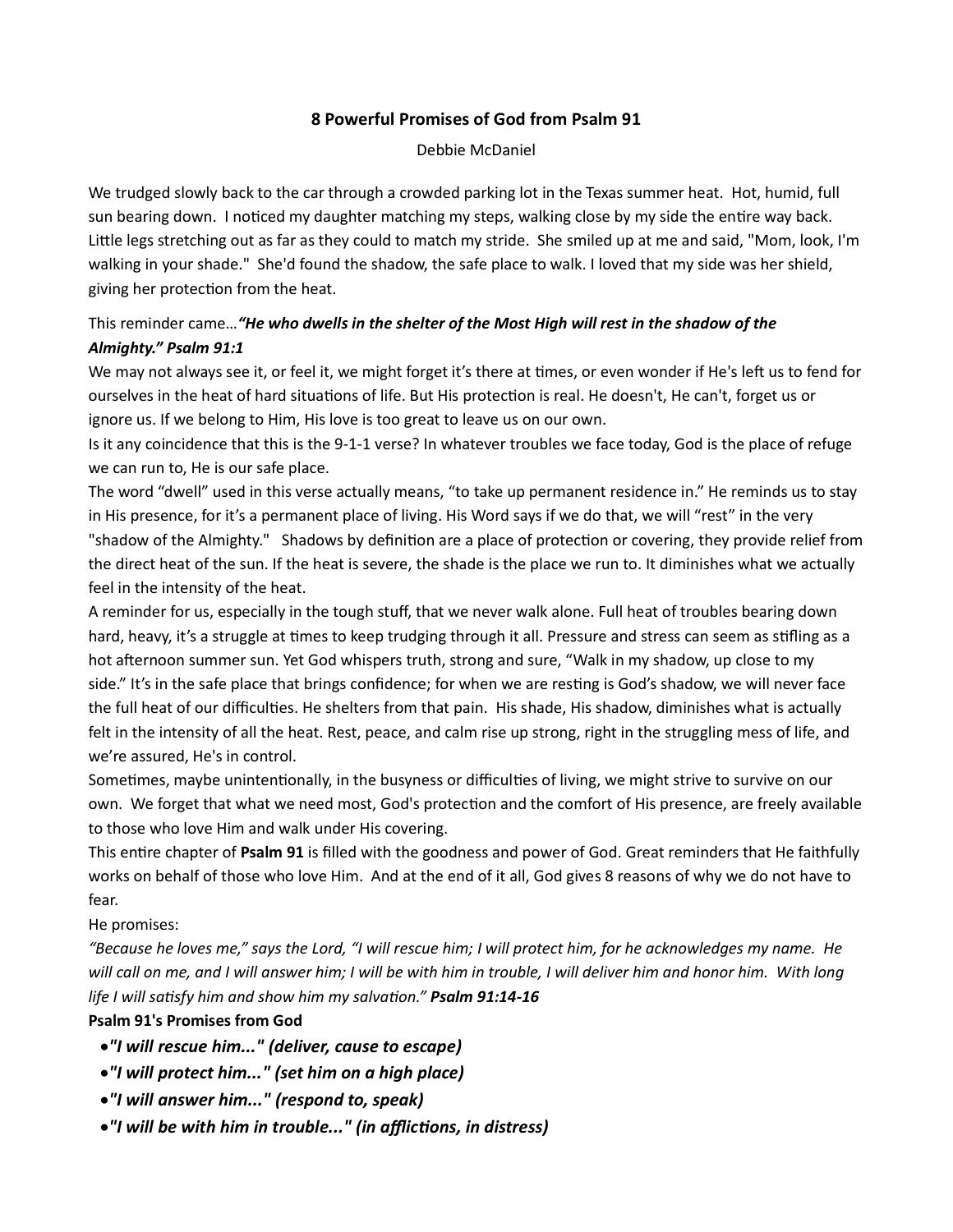# 8 Powerful Promises of God from Psalm 91

Debbie McDaniel

We trudged slowly back to the car through a crowded parking lot in the Texas summer heat. Hot, humid, full sun bearing down. I noticed my daughter matching my steps, walking close by my side the entire way back. Little legs stretching out as far as they could to match my stride. She smiled up at me and said, "Mom, look, I'm walking in your shade." She'd found the shadow, the safe place to walk. I loved that my side was her shield, giving her protection from the heat.

This reminder came…***"He who dwells in the shelter of the Most High will rest in the shadow of the Almighty." Psalm 91:1***

We may not always see it, or feel it, we might forget it's there at times, or even wonder if He's left us to fend for ourselves in the heat of hard situations of life. But His protection is real. He doesn't, He can't, forget us or ignore us. If we belong to Him, His love is too great to leave us on our own.

Is it any coincidence that this is the 9-1-1 verse? In whatever troubles we face today, God is the place of refuge we can run to, He is our safe place.

The word "dwell" used in this verse actually means, "to take up permanent residence in." He reminds us to stay in His presence, for it's a permanent place of living. His Word says if we do that, we will "rest" in the very "shadow of the Almighty." Shadows by definition are a place of protection or covering, they provide relief from the direct heat of the sun. If the heat is severe, the shade is the place we run to. It diminishes what we actually feel in the intensity of the heat.

A reminder for us, especially in the tough stuff, that we never walk alone. Full heat of troubles bearing down hard, heavy, it's a struggle at times to keep trudging through it all. Pressure and stress can seem as stifling as a hot afternoon summer sun. Yet God whispers truth, strong and sure, "Walk in my shadow, up close to my side." It's in the safe place that brings confidence; for when we are resting is God's shadow, we will never face the full heat of our difficulties. He shelters from that pain. His shade, His shadow, diminishes what is actually felt in the intensity of all the heat. Rest, peace, and calm rise up strong, right in the struggling mess of life, and we're assured, He's in control.

Sometimes, maybe unintentionally, in the busyness or difficulties of living, we might strive to survive on our own. We forget that what we need most, God's protection and the comfort of His presence, are freely available to those who love Him and walk under His covering.

This entire chapter of **Psalm 91** is filled with the goodness and power of God. Great reminders that He faithfully works on behalf of those who love Him. And at the end of it all, God gives 8 reasons of why we do not have to fear.

He promises:

*"Because he loves me," says the Lord, "I will rescue him; I will protect him, for he acknowledges my name. He will call on me, and I will answer him; I will be with him in trouble, I will deliver him and honor him. With long life I will satisfy him and show him my salvation."* ***Psalm 91:14-16***

**Psalm 91's Promises from God**

- ***"I will rescue him..." (deliver, cause to escape)***
- ***"I will protect him..." (set him on a high place)***
- ***"I will answer him..." (respond to, speak)***
- ***"I will be with him in trouble..." (in afflictions, in distress)***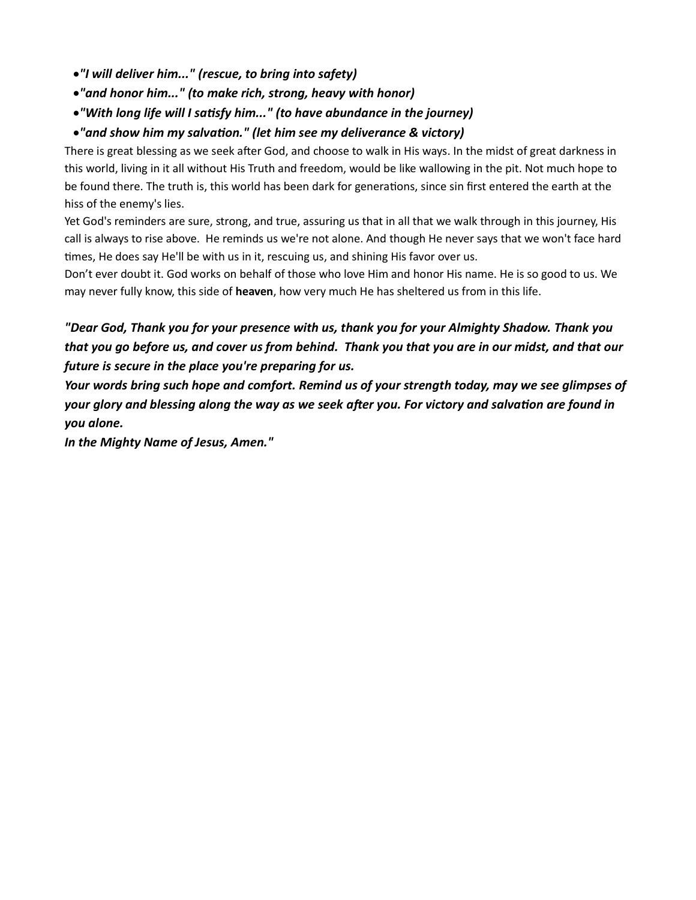- ***"I will deliver him..." (rescue, to bring into safety)***
- ***"and honor him..." (to make rich, strong, heavy with honor)***
- ***"With long life will I satisfy him..." (to have abundance in the journey)***
- ***"and show him my salvation." (let him see my deliverance & victory)***

There is great blessing as we seek after God, and choose to walk in His ways. In the midst of great darkness in this world, living in it all without His Truth and freedom, would be like wallowing in the pit. Not much hope to be found there. The truth is, this world has been dark for generations, since sin first entered the earth at the hiss of the enemy's lies.

Yet God's reminders are sure, strong, and true, assuring us that in all that we walk through in this journey, His call is always to rise above. He reminds us we're not alone. And though He never says that we won't face hard times, He does say He'll be with us in it, rescuing us, and shining His favor over us.

Don't ever doubt it. God works on behalf of those who love Him and honor His name. He is so good to us. We may never fully know, this side of **heaven**, how very much He has sheltered us from in this life.

***"Dear God, Thank you for your presence with us, thank you for your Almighty Shadow. Thank you that you go before us, and cover us from behind. Thank you that you are in our midst, and that our future is secure in the place you're preparing for us.***
***Your words bring such hope and comfort. Remind us of your strength today, may we see glimpses of your glory and blessing along the way as we seek after you. For victory and salvation are found in you alone.***
***In the Mighty Name of Jesus, Amen."***